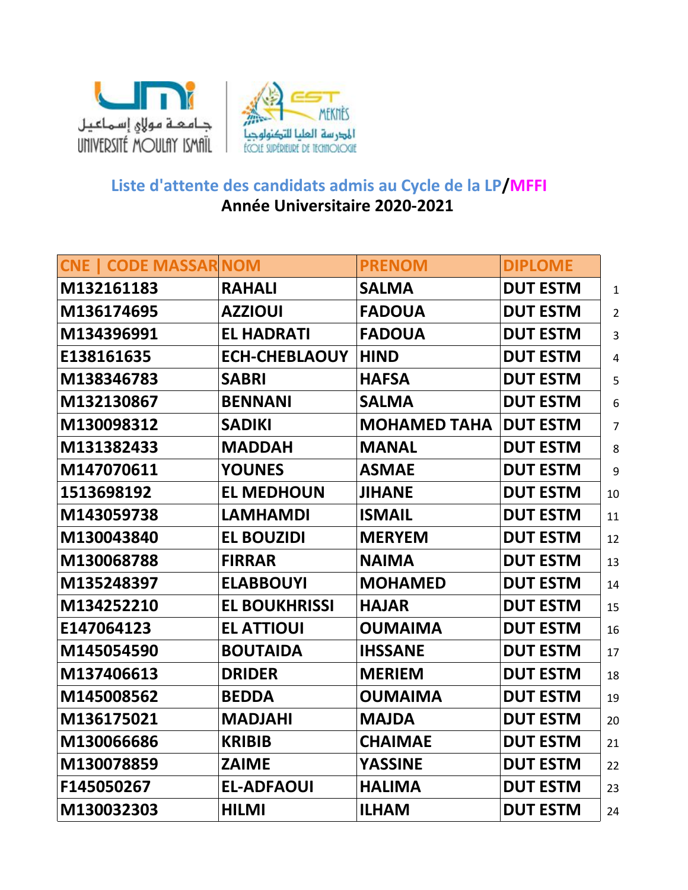جامعة مولاي إسماعيل
UNIVERSITÉ MOULAY ISMAÏL

EST MEKNÈS
المدرسة العليا للتكنولوجيا
ÉCOLE SUPÉRIEURE DE TECHNOLOGIE

## Liste d'attente des candidats admis au Cycle de la LP/MFFI

**Année Universitaire 2020-2021**

| CNE \| CODE MASSAR | NOM | PRENOM | DIPLOME | |
|---|---|---|---|---|
| M132161183 | RAHALI | SALMA | DUT ESTM | 1 |
| M136174695 | AZZIOUI | FADOUA | DUT ESTM | 2 |
| M134396991 | EL HADRATI | FADOUA | DUT ESTM | 3 |
| E138161635 | ECH-CHEBLAOUY | HIND | DUT ESTM | 4 |
| M138346783 | SABRI | HAFSA | DUT ESTM | 5 |
| M132130867 | BENNANI | SALMA | DUT ESTM | 6 |
| M130098312 | SADIKI | MOHAMED TAHA | DUT ESTM | 7 |
| M131382433 | MADDAH | MANAL | DUT ESTM | 8 |
| M147070611 | YOUNES | ASMAE | DUT ESTM | 9 |
| 1513698192 | EL MEDHOUN | JIHANE | DUT ESTM | 10 |
| M143059738 | LAMHAMDI | ISMAIL | DUT ESTM | 11 |
| M130043840 | EL BOUZIDI | MERYEM | DUT ESTM | 12 |
| M130068788 | FIRRAR | NAIMA | DUT ESTM | 13 |
| M135248397 | ELABBOUYI | MOHAMED | DUT ESTM | 14 |
| M134252210 | EL BOUKHRISSI | HAJAR | DUT ESTM | 15 |
| E147064123 | EL ATTIOUI | OUMAIMA | DUT ESTM | 16 |
| M145054590 | BOUTAIDA | IHSSANE | DUT ESTM | 17 |
| M137406613 | DRIDER | MERIEM | DUT ESTM | 18 |
| M145008562 | BEDDA | OUMAIMA | DUT ESTM | 19 |
| M136175021 | MADJAHI | MAJDA | DUT ESTM | 20 |
| M130066686 | KRIBIB | CHAIMAE | DUT ESTM | 21 |
| M130078859 | ZAIME | YASSINE | DUT ESTM | 22 |
| F145050267 | EL-ADFAOUI | HALIMA | DUT ESTM | 23 |
| M130032303 | HILMI | ILHAM | DUT ESTM | 24 |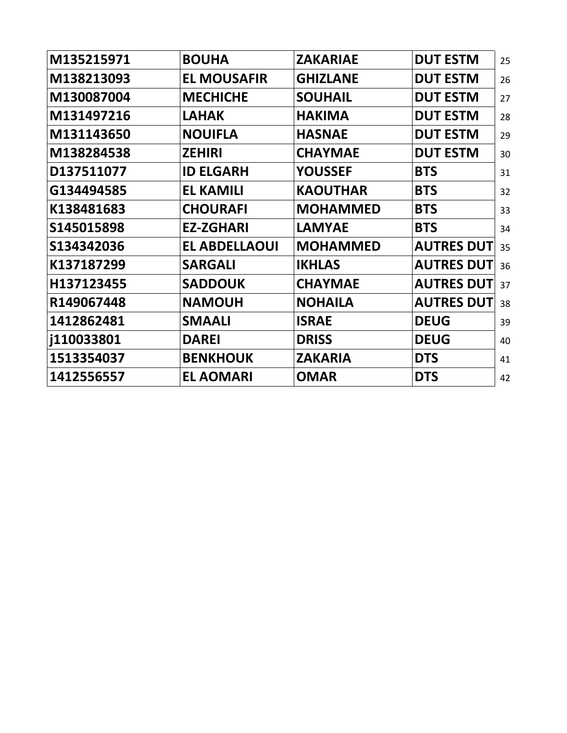| | | | | |
|---|---|---|---|---|
| M135215971 | BOUHA | ZAKARIAE | DUT ESTM | 25 |
| M138213093 | EL MOUSAFIR | GHIZLANE | DUT ESTM | 26 |
| M130087004 | MECHICHE | SOUHAIL | DUT ESTM | 27 |
| M131497216 | LAHAK | HAKIMA | DUT ESTM | 28 |
| M131143650 | NOUIFLA | HASNAE | DUT ESTM | 29 |
| M138284538 | ZEHIRI | CHAYMAE | DUT ESTM | 30 |
| D137511077 | ID ELGARH | YOUSSEF | BTS | 31 |
| G134494585 | EL KAMILI | KAOUTHAR | BTS | 32 |
| K138481683 | CHOURAFI | MOHAMMED | BTS | 33 |
| S145015898 | EZ-ZGHARI | LAMYAE | BTS | 34 |
| S134342036 | EL ABDELLAOUI | MOHAMMED | AUTRES DUT | 35 |
| K137187299 | SARGALI | IKHLAS | AUTRES DUT | 36 |
| H137123455 | SADDOUK | CHAYMAE | AUTRES DUT | 37 |
| R149067448 | NAMOUH | NOHAILA | AUTRES DUT | 38 |
| 1412862481 | SMAALI | ISRAE | DEUG | 39 |
| j110033801 | DAREI | DRISS | DEUG | 40 |
| 1513354037 | BENKHOUK | ZAKARIA | DTS | 41 |
| 1412556557 | EL AOMARI | OMAR | DTS | 42 |